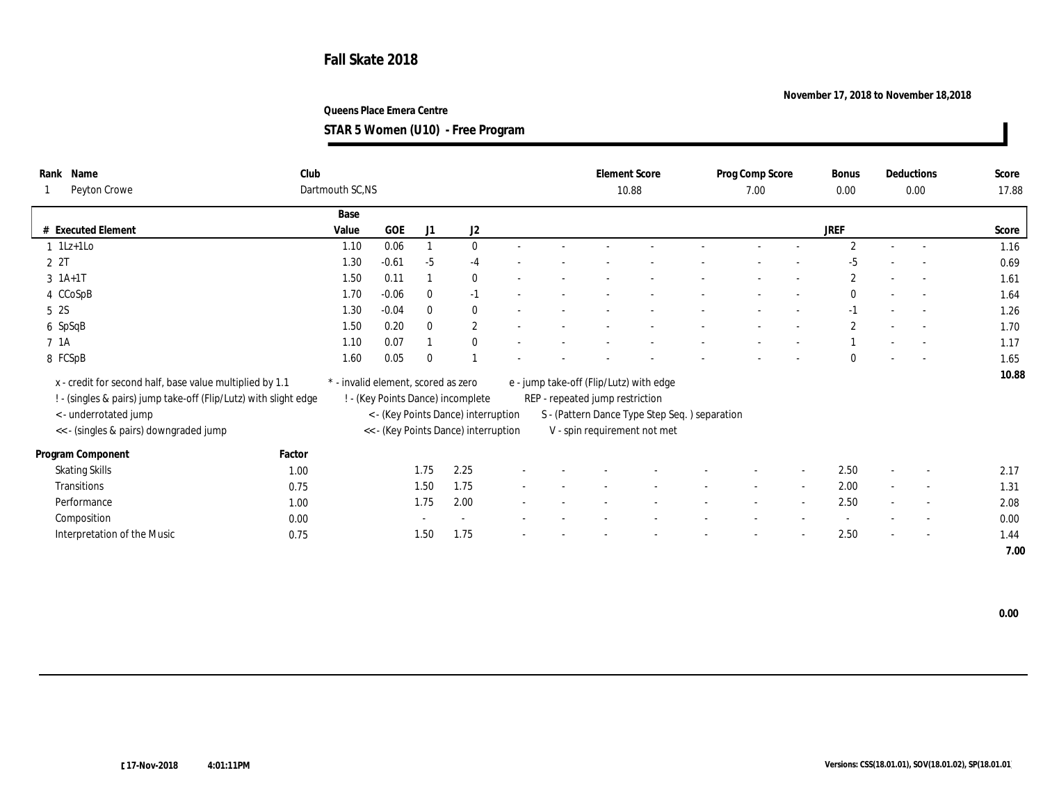# Fall Skate 2018

November 17, 2018 to November 18,2018

Queens Place Emera Centre

## STAR 5 Women (U10) - Free Program

| Rank | Name | Club | Element Score | Prog Comp Score | Bonus | Deductions | Score |
|---|---|---|---|---|---|---|---|
| 1 | Peyton Crowe | Dartmouth SC,NS | 10.88 | 7.00 | 0.00 | 0.00 | 17.88 |

| # | Executed Element | Base Value | GOE | J1 | J2 | | | | | | | | | JREF | | | Score |
|---|---|---|---|---|---|---|---|---|---|---|---|---|---|---|---|---|---|
| 1 | 1Lz+1Lo | 1.10 | 0.06 | 1 | 0 | - | - | - | - | - | - | - | - | 2 | - | - | 1.16 |
| 2 | 2T | 1.30 | -0.61 | -5 | -4 | - | - | - | - | - | - | - | - | -5 | - | - | 0.69 |
| 3 | 1A+1T | 1.50 | 0.11 | 1 | 0 | - | - | - | - | - | - | - | - | 2 | - | - | 1.61 |
| 4 | CCoSpB | 1.70 | -0.06 | 0 | -1 | - | - | - | - | - | - | - | - | 0 | - | - | 1.64 |
| 5 | 2S | 1.30 | -0.04 | 0 | 0 | - | - | - | - | - | - | - | - | -1 | - | - | 1.26 |
| 6 | SpSqB | 1.50 | 0.20 | 0 | 2 | - | - | - | - | - | - | - | - | 2 | - | - | 1.70 |
| 7 | 1A | 1.10 | 0.07 | 1 | 0 | - | - | - | - | - | - | - | - | 1 | - | - | 1.17 |
| 8 | FCSpB | 1.60 | 0.05 | 0 | 1 | - | - | - | - | - | - | - | - | 0 | - | - | 1.65 |
| | | | | | | | | | | | | | | | | | 10.88 |

x - credit for second half, base value multiplied by 1.1
! - (singles & pairs) jump take-off (Flip/Lutz) with slight edge
< - underrotated jump
<< - (singles & pairs) downgraded jump
* - invalid element, scored as zero
! - (Key Points Dance) incomplete
< - (Key Points Dance) interruption
<< - (Key Points Dance) interruption
e - jump take-off (Flip/Lutz) with edge
REP - repeated jump restriction
S - (Pattern Dance Type Step Seq. ) separation
V - spin requirement not met

| Program Component | Factor | J1 | J2 | | | | | | | | | | JREF | | | Score |
|---|---|---|---|---|---|---|---|---|---|---|---|---|---|---|---|---|
| Skating Skills | 1.00 | 1.75 | 2.25 | - | - | - | - | - | - | - | - | - | 2.50 | - | - | 2.17 |
| Transitions | 0.75 | 1.50 | 1.75 | - | - | - | - | - | - | - | - | - | 2.00 | - | - | 1.31 |
| Performance | 1.00 | 1.75 | 2.00 | - | - | - | - | - | - | - | - | - | 2.50 | - | - | 2.08 |
| Composition | 0.00 | - | - | - | - | - | - | - | - | - | - | - | - | - | - | 0.00 |
| Interpretation of the Music | 0.75 | 1.50 | 1.75 | - | - | - | - | - | - | - | - | - | 2.50 | - | - | 1.44 |
| | | | | | | | | | | | | | | | | 7.00 |

0.00

17-Nov-2018 4:01:11PM

Versions: CSS(18.01.01), SOV(18.01.02), SP(18.01.01)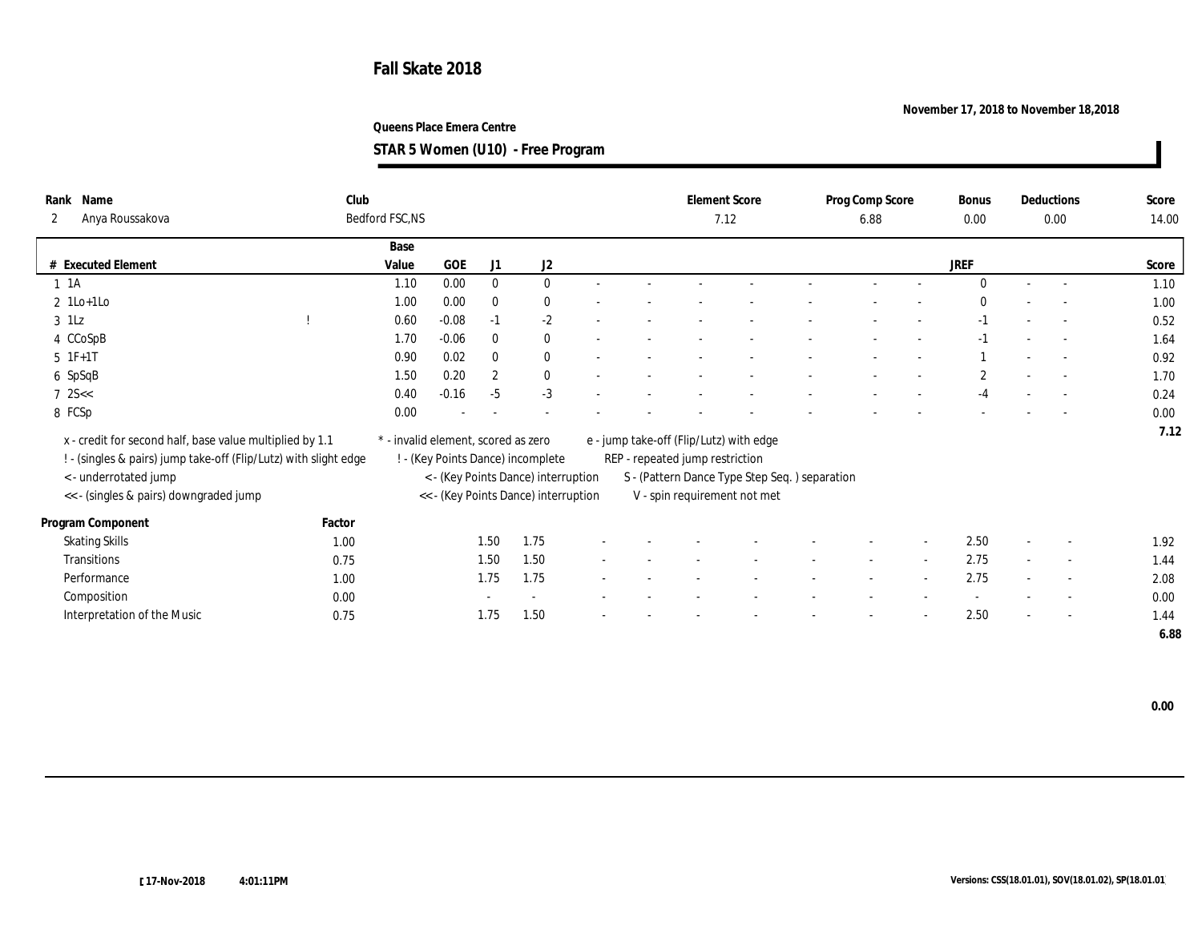# Fall Skate 2018

November 17, 2018 to November 18,2018

Queens Place Emera Centre

**STAR 5 Women (U10) - Free Program**

| Rank | Name | Club | Element Score | Prog Comp Score | Bonus | Deductions | Score |
|---|---|---|---|---|---|---|---|
| 2 | Anya Roussakova | Bedford FSC,NS | 7.12 | 6.88 | 0.00 | 0.00 | 14.00 |

| # | Executed Element | | Base Value | GOE | J1 | J2 | | | | | | | | | JREF | | | Score |
|---|---|---|---|---|---|---|---|---|---|---|---|---|---|---|---|---|---|---|
| 1 | 1A | | 1.10 | 0.00 | 0 | 0 | - | - | - | - | - | - | - | - | 0 | - | - | 1.10 |
| 2 | 1Lo+1Lo | | 1.00 | 0.00 | 0 | 0 | - | - | - | - | - | - | - | - | 0 | - | - | 1.00 |
| 3 | 1Lz | ! | 0.60 | -0.08 | -1 | -2 | - | - | - | - | - | - | - | - | -1 | - | - | 0.52 |
| 4 | CCoSpB | | 1.70 | -0.06 | 0 | 0 | - | - | - | - | - | - | - | - | -1 | - | - | 1.64 |
| 5 | 1F+1T | | 0.90 | 0.02 | 0 | 0 | - | - | - | - | - | - | - | - | 1 | - | - | 0.92 |
| 6 | SpSqB | | 1.50 | 0.20 | 2 | 0 | - | - | - | - | - | - | - | - | 2 | - | - | 1.70 |
| 7 | 2S<< | | 0.40 | -0.16 | -5 | -3 | - | - | - | - | - | - | - | - | -4 | - | - | 0.24 |
| 8 | FCSp | | 0.00 | - | - | - | - | - | - | - | - | - | - | - | - | - | - | 0.00 |
| | | | | | | | | | | | | | | | | | | 7.12 |

x - credit for second half, base value multiplied by 1.1
! - (singles & pairs) jump take-off (Flip/Lutz) with slight edge
< - underrotated jump
<< - (singles & pairs) downgraded jump
* - invalid element, scored as zero
! - (Key Points Dance) incomplete
< - (Key Points Dance) interruption
<< - (Key Points Dance) interruption
e - jump take-off (Flip/Lutz) with edge
REP - repeated jump restriction
S - (Pattern Dance Type Step Seq. ) separation
V - spin requirement not met

| Program Component | Factor | J1 | J2 | | | | | | | | | JREF | | | Score |
|---|---|---|---|---|---|---|---|---|---|---|---|---|---|---|---|
| Skating Skills | 1.00 | 1.50 | 1.75 | - | - | - | - | - | - | - | - | 2.50 | - | - | 1.92 |
| Transitions | 0.75 | 1.50 | 1.50 | - | - | - | - | - | - | - | - | 2.75 | - | - | 1.44 |
| Performance | 1.00 | 1.75 | 1.75 | - | - | - | - | - | - | - | - | 2.75 | - | - | 2.08 |
| Composition | 0.00 | - | - | - | - | - | - | - | - | - | - | - | - | - | 0.00 |
| Interpretation of the Music | 0.75 | 1.75 | 1.50 | - | - | - | - | - | - | - | - | 2.50 | - | - | 1.44 |
| | | | | | | | | | | | | | | | 6.88 |

0.00

17-Nov-2018 4:01:11PM

Versions: CSS(18.01.01), SOV(18.01.02), SP(18.01.01)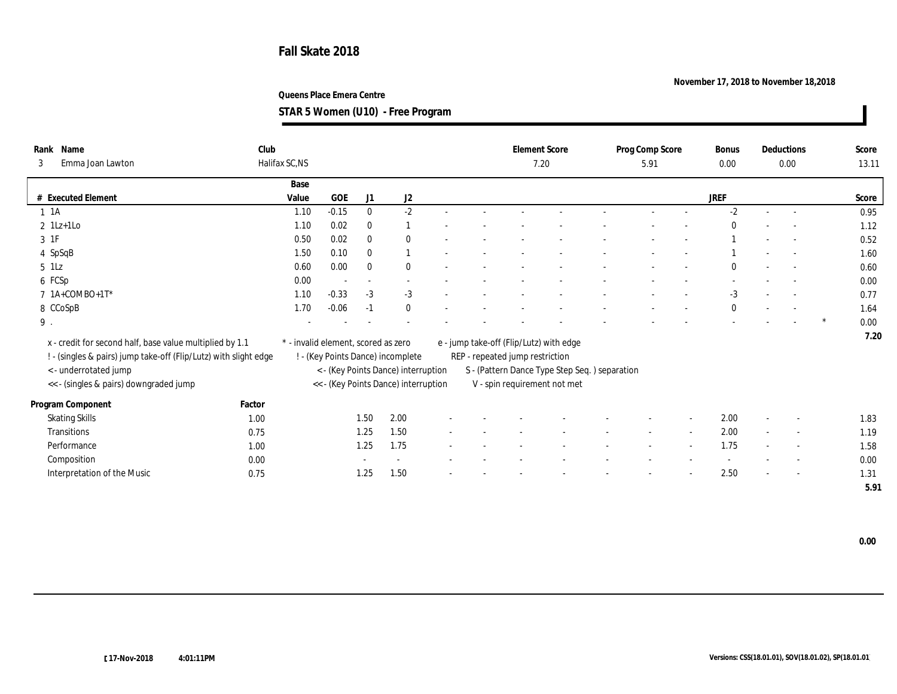# Fall Skate 2018

November 17, 2018 to November 18,2018

Queens Place Emera Centre

**STAR 5 Women (U10) - Free Program**

| Rank | Name | Club | Element Score | Prog Comp Score | Bonus | Deductions | Score |
|---|---|---|---|---|---|---|---|
| 3 | Emma Joan Lawton | Halifax SC,NS | 7.20 | 5.91 | 0.00 | 0.00 | 13.11 |

| # | Executed Element | Base Value | GOE | J1 | J2 | | | | | | | | | JREF | | | | Score |
|---|---|---|---|---|---|---|---|---|---|---|---|---|---|---|---|---|---|---|
| 1 | 1A | 1.10 | -0.15 | 0 | -2 | - | - | - | - | - | - | - | - | -2 | - | - | | 0.95 |
| 2 | 1Lz+1Lo | 1.10 | 0.02 | 0 | 1 | - | - | - | - | - | - | - | - | 0 | - | - | | 1.12 |
| 3 | 1F | 0.50 | 0.02 | 0 | 0 | - | - | - | - | - | - | - | - | 1 | - | - | | 0.52 |
| 4 | SpSqB | 1.50 | 0.10 | 0 | 1 | - | - | - | - | - | - | - | - | 1 | - | - | | 1.60 |
| 5 | 1Lz | 0.60 | 0.00 | 0 | 0 | - | - | - | - | - | - | - | - | 0 | - | - | | 0.60 |
| 6 | FCSp | 0.00 | - | - | - | - | - | - | - | - | - | - | - | - | - | - | | 0.00 |
| 7 | 1A+COMBO+1T* | 1.10 | -0.33 | -3 | -3 | - | - | - | - | - | - | - | - | -3 | - | - | | 0.77 |
| 8 | CCoSpB | 1.70 | -0.06 | -1 | 0 | - | - | - | - | - | - | - | - | 0 | - | - | | 1.64 |
| 9 | . | - | - | - | - | - | - | - | - | - | - | - | - | - | - | - | * | 0.00 |
| | | | | | | | | | | | | | | | | | | 7.20 |

x - credit for second half, base value multiplied by 1.1
! - (singles & pairs) jump take-off (Flip/Lutz) with slight edge
< - underrotated jump
<< - (singles & pairs) downgraded jump
* - invalid element, scored as zero
! - (Key Points Dance) incomplete
< - (Key Points Dance) interruption
<< - (Key Points Dance) interruption
e - jump take-off (Flip/Lutz) with edge
REP - repeated jump restriction
S - (Pattern Dance Type Step Seq. ) separation
V - spin requirement not met

| Program Component | Factor | J1 | J2 | | | | | | | | | | JREF | | | Score |
|---|---|---|---|---|---|---|---|---|---|---|---|---|---|---|---|---|
| Skating Skills | 1.00 | 1.50 | 2.00 | - | - | - | - | - | - | - | - | - | 2.00 | - | - | 1.83 |
| Transitions | 0.75 | 1.25 | 1.50 | - | - | - | - | - | - | - | - | - | 2.00 | - | - | 1.19 |
| Performance | 1.00 | 1.25 | 1.75 | - | - | - | - | - | - | - | - | - | 1.75 | - | - | 1.58 |
| Composition | 0.00 | - | - | - | - | - | - | - | - | - | - | - | - | - | - | 0.00 |
| Interpretation of the Music | 0.75 | 1.25 | 1.50 | - | - | - | - | - | - | - | - | - | 2.50 | - | - | 1.31 |
| | | | | | | | | | | | | | | | | 5.91 |

0.00

[ 17-Nov-2018 4:01:11PM

Versions: CSS(18.01.01), SOV(18.01.02), SP(18.01.01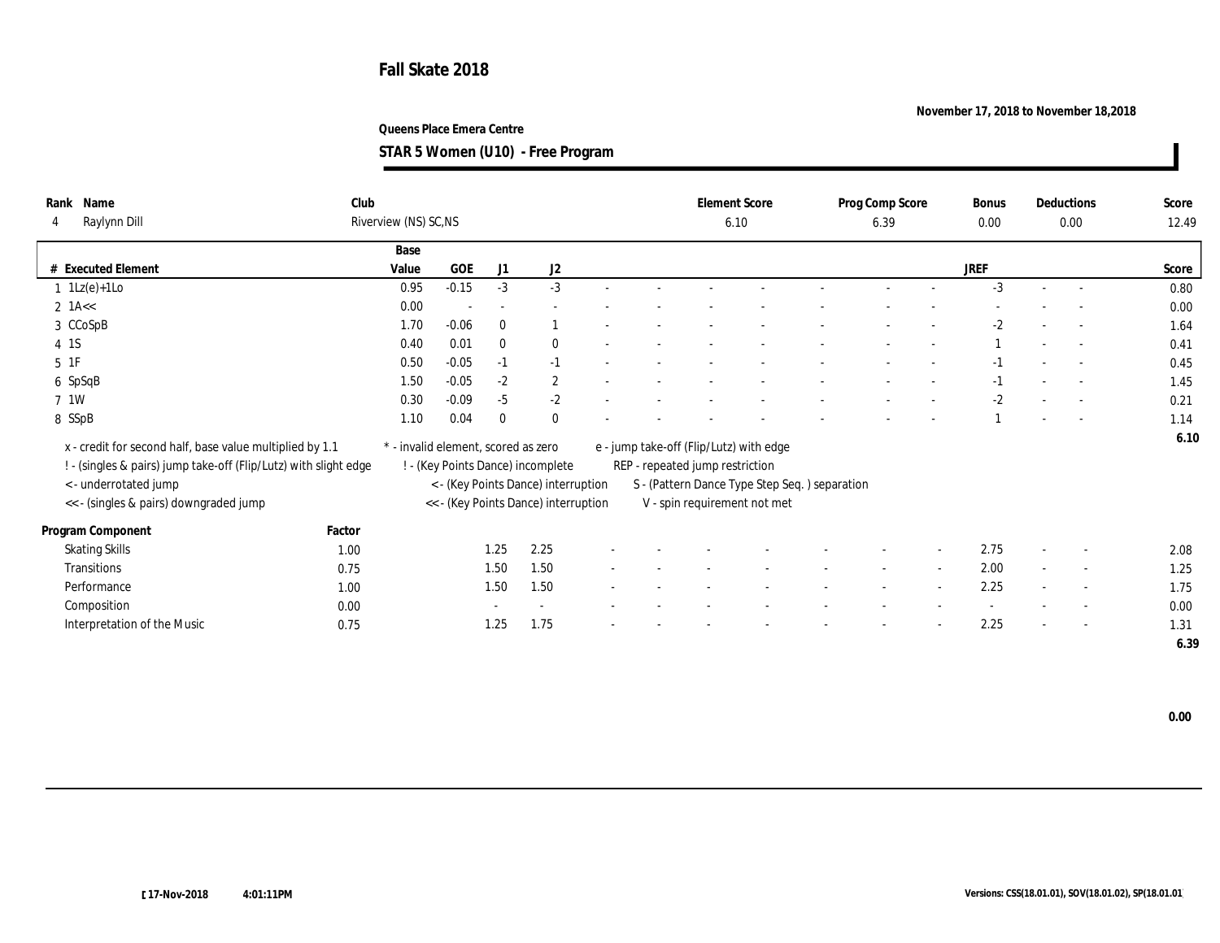# Fall Skate 2018

November 17, 2018 to November 18,2018

Queens Place Emera Centre

**STAR 5 Women (U10) - Free Program**

| Rank | Name | Club | Element Score | Prog Comp Score | Bonus | Deductions | Score |
|---|---|---|---|---|---|---|---|
| 4 | Raylynn Dill | Riverview (NS) SC,NS | 6.10 | 6.39 | 0.00 | 0.00 | 12.49 |

| # | Executed Element | Base Value | GOE | J1 | J2 | | | | | | | | | | JREF | | | Score |
|---|---|---|---|---|---|---|---|---|---|---|---|---|---|---|---|---|---|---|
| 1 | 1Lz(e)+1Lo | 0.95 | -0.15 | -3 | -3 | - | - | - | - | - | - | - | - | - | -3 | - | - | 0.80 |
| 2 | 1A<< | 0.00 | - | - | - | - | - | - | - | - | - | - | - | - | - | - | - | 0.00 |
| 3 | CCoSpB | 1.70 | -0.06 | 0 | 1 | - | - | - | - | - | - | - | - | - | -2 | - | - | 1.64 |
| 4 | 1S | 0.40 | 0.01 | 0 | 0 | - | - | - | - | - | - | - | - | - | 1 | - | - | 0.41 |
| 5 | 1F | 0.50 | -0.05 | -1 | -1 | - | - | - | - | - | - | - | - | - | -1 | - | - | 0.45 |
| 6 | SpSqB | 1.50 | -0.05 | -2 | 2 | - | - | - | - | - | - | - | - | - | -1 | - | - | 1.45 |
| 7 | 1W | 0.30 | -0.09 | -5 | -2 | - | - | - | - | - | - | - | - | - | -2 | - | - | 0.21 |
| 8 | SSpB | 1.10 | 0.04 | 0 | 0 | - | - | - | - | - | - | - | - | - | 1 | - | - | 1.14 |
| | | | | | | | | | | | | | | | | | | 6.10 |

x - credit for second half, base value multiplied by 1.1
! - (singles & pairs) jump take-off (Flip/Lutz) with slight edge
< - underrotated jump
<< - (singles & pairs) downgraded jump
* - invalid element, scored as zero
! - (Key Points Dance) incomplete
< - (Key Points Dance) interruption
<< - (Key Points Dance) interruption
e - jump take-off (Flip/Lutz) with edge
REP - repeated jump restriction
S - (Pattern Dance Type Step Seq. ) separation
V - spin requirement not met

| Program Component | Factor | J1 | J2 | | | | | | | | | | JREF | | | Score |
|---|---|---|---|---|---|---|---|---|---|---|---|---|---|---|---|---|
| Skating Skills | 1.00 | 1.25 | 2.25 | - | - | - | - | - | - | - | - | - | 2.75 | - | - | 2.08 |
| Transitions | 0.75 | 1.50 | 1.50 | - | - | - | - | - | - | - | - | - | 2.00 | - | - | 1.25 |
| Performance | 1.00 | 1.50 | 1.50 | - | - | - | - | - | - | - | - | - | 2.25 | - | - | 1.75 |
| Composition | 0.00 | - | - | - | - | - | - | - | - | - | - | - | - | - | - | 0.00 |
| Interpretation of the Music | 0.75 | 1.25 | 1.75 | - | - | - | - | - | - | - | - | - | 2.25 | - | - | 1.31 |
| | | | | | | | | | | | | | | | | 6.39 |

0.00

[ 17-Nov-2018 4:01:11PM

Versions: CSS(18.01.01), SOV(18.01.02), SP(18.01.01)